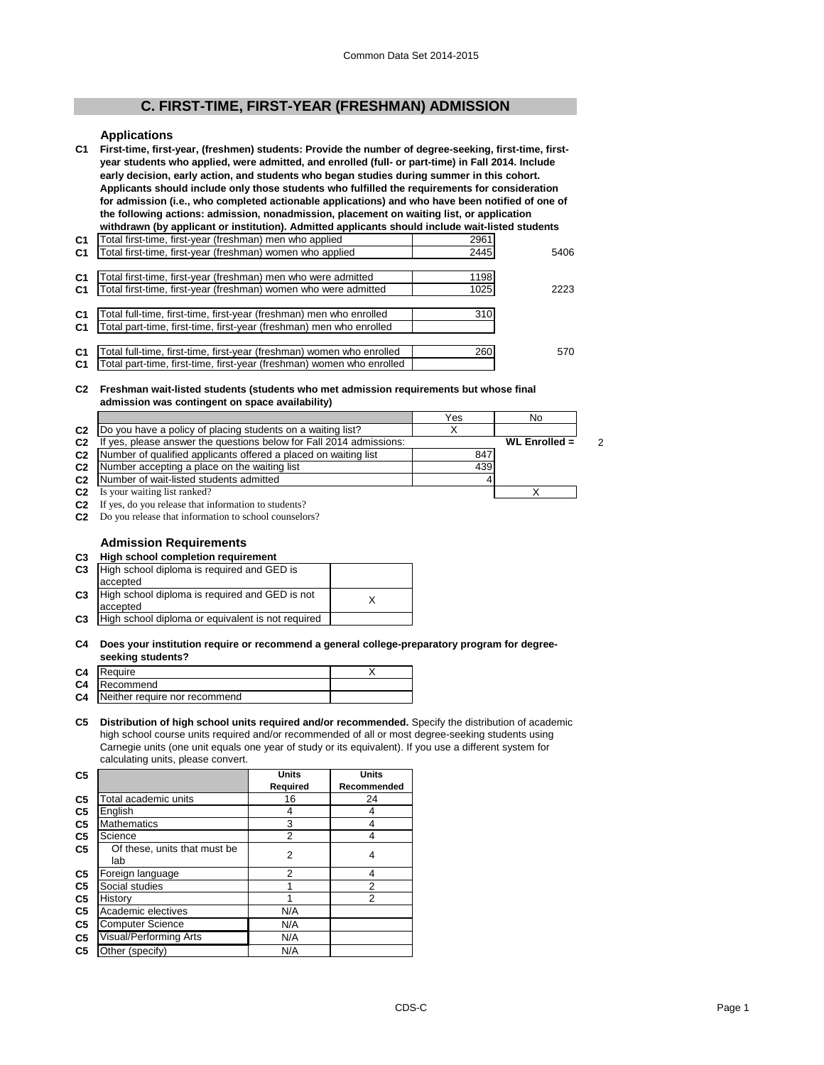## C. FIRST-TIME, FIRST-YEAR (FRESHMAN) ADMISSION

### Applications

**C1 First-time, first-year, (freshmen) students: Provide the number of degree-seeking, first-time, first-year students who applied, were admitted, and enrolled (full- or part-time) in Fall 2014. Include early decision, early action, and students who began studies during summer in this cohort. Applicants should include only those students who fulfilled the requirements for consideration for admission (i.e., who completed actionable applications) and who have been notified of one of the following actions: admission, nonadmission, placement on waiting list, or application withdrawn (by applicant or institution). Admitted applicants should include wait-listed students**

| | | | |
|---|---|---|---|
| C1 | Total first-time, first-year (freshman) men who applied | 2961 | |
| C1 | Total first-time, first-year (freshman) women who applied | 2445 | 5406 |
| C1 | Total first-time, first-year (freshman) men who were admitted | 1198 | |
| C1 | Total first-time, first-year (freshman) women who were admitted | 1025 | 2223 |
| C1 | Total full-time, first-time, first-year (freshman) men who enrolled | 310 | |
| C1 | Total part-time, first-time, first-year (freshman) men who enrolled | | |
| C1 | Total full-time, first-time, first-year (freshman) women who enrolled | 260 | 570 |
| C1 | Total part-time, first-time, first-year (freshman) women who enrolled | | |

**C2 Freshman wait-listed students (students who met admission requirements but whose final admission was contingent on space availability)**

| | | Yes | No | |
|---|---|---|---|---|
| C2 | Do you have a policy of placing students on a waiting list? | X | | |
| C2 | If yes, please answer the questions below for Fall 2014 admissions: | | **WL Enrolled =** | 2 |
| C2 | Number of qualified applicants offered a placed on waiting list | 847 | | |
| C2 | Number accepting a place on the waiting list | 439 | | |
| C2 | Number of wait-listed students admitted | 4 | | |
| C2 | Is your waiting list ranked? | | X | |
| C2 | If yes, do you release that information to students? | | | |
| C2 | Do you release that information to school counselors? | | | |

### Admission Requirements

**C3 High school completion requirement**

| | | |
|---|---|---|
| C3 | High school diploma is required and GED is accepted | |
| C3 | High school diploma is required and GED is not accepted | X |
| C3 | High school diploma or equivalent is not required | |

**C4 Does your institution require or recommend a general college-preparatory program for degree-seeking students?**

| | | |
|---|---|---|
| C4 | Require | X |
| C4 | Recommend | |
| C4 | Neither require nor recommend | |

**C5 Distribution of high school units required and/or recommended.** Specify the distribution of academic high school course units required and/or recommended of all or most degree-seeking students using Carnegie units (one unit equals one year of study or its equivalent). If you use a different system for calculating units, please convert.

| C5 | | Units Required | Units Recommended |
|---|---|---|---|
| C5 | Total academic units | 16 | 24 |
| C5 | English | 4 | 4 |
| C5 | Mathematics | 3 | 4 |
| C5 | Science | 2 | 4 |
| C5 | Of these, units that must be lab | 2 | 4 |
| C5 | Foreign language | 2 | 4 |
| C5 | Social studies | 1 | 2 |
| C5 | History | 1 | 2 |
| C5 | Academic electives | N/A | |
| C5 | Computer Science | N/A | |
| C5 | Visual/Performing Arts | N/A | |
| C5 | Other (specify) | N/A | |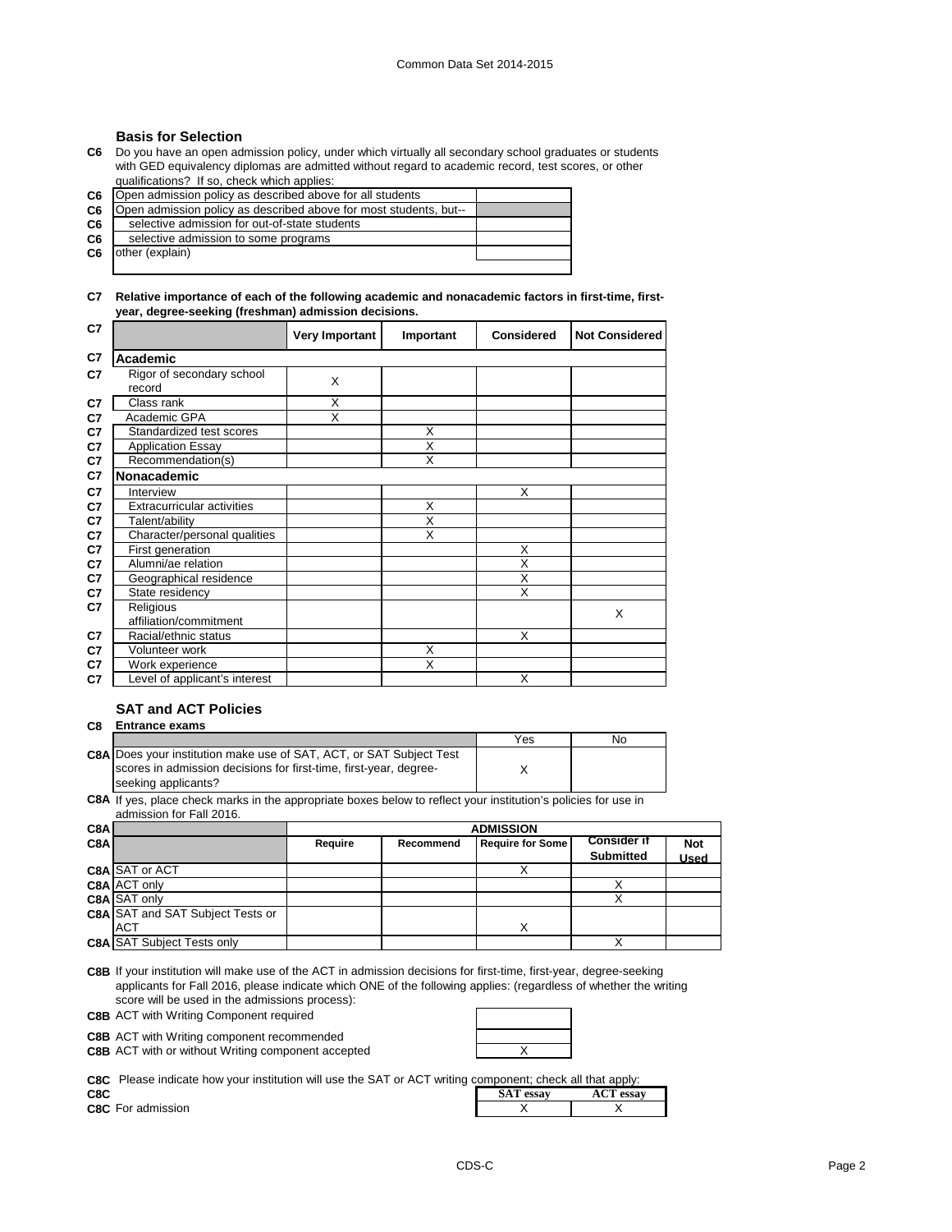### Basis for Selection

**C6** Do you have an open admission policy, under which virtually all secondary school graduates or students with GED equivalency diplomas are admitted without regard to academic record, test scores, or other qualifications? If so, check which applies:

| | | |
|---|---|---|
| C6 | Open admission policy as described above for all students | |
| C6 | Open admission policy as described above for most students, but-- | |
| C6 | selective admission for out-of-state students | |
| C6 | selective admission to some programs | |
| C6 | other (explain) | |

**C7 Relative importance of each of the following academic and nonacademic factors in first-time, first-year, degree-seeking (freshman) admission decisions.**

| C7 | | Very Important | Important | Considered | Not Considered |
|---|---|---|---|---|---|
| C7 | **Academic** | | | | |
| C7 | Rigor of secondary school record | X | | | |
| C7 | Class rank | X | | | |
| C7 | Academic GPA | X | | | |
| C7 | Standardized test scores | | X | | |
| C7 | Application Essay | | X | | |
| C7 | Recommendation(s) | | X | | |
| C7 | **Nonacademic** | | | | |
| C7 | Interview | | | X | |
| C7 | Extracurricular activities | | X | | |
| C7 | Talent/ability | | X | | |
| C7 | Character/personal qualities | | X | | |
| C7 | First generation | | | X | |
| C7 | Alumni/ae relation | | | X | |
| C7 | Geographical residence | | | X | |
| C7 | State residency | | | X | |
| C7 | Religious affiliation/commitment | | | | X |
| C7 | Racial/ethnic status | | | X | |
| C7 | Volunteer work | | X | | |
| C7 | Work experience | | X | | |
| C7 | Level of applicant's interest | | | X | |

### SAT and ACT Policies

**C8 Entrance exams**

| | | Yes | No |
|---|---|---|---|
| C8A | Does your institution make use of SAT, ACT, or SAT Subject Test scores in admission decisions for first-time, first-year, degree-seeking applicants? | X | |

**C8A** If yes, place check marks in the appropriate boxes below to reflect your institution's policies for use in admission for Fall 2016.

| C8A | | ADMISSION | | | | |
|---|---|---|---|---|---|---|
| C8A | | Require | Recommend | Require for Some | Consider if Submitted | Not Used |
| C8A | SAT or ACT | | | X | | |
| C8A | ACT only | | | | X | |
| C8A | SAT only | | | | X | |
| C8A | SAT and SAT Subject Tests or ACT | | | X | | |
| C8A | SAT Subject Tests only | | | | X | |

**C8B** If your institution will make use of the ACT in admission decisions for first-time, first-year, degree-seeking applicants for Fall 2016, please indicate which ONE of the following applies: (regardless of whether the writing score will be used in the admissions process):

| | | |
|---|---|---|
| C8B | ACT with Writing Component required | |
| C8B | ACT with Writing component recommended | |
| C8B | ACT with or without Writing component accepted | X |

**C8C** Please indicate how your institution will use the SAT or ACT writing component; check all that apply:

| C8C | | SAT essay | ACT essay |
|---|---|---|---|
| C8C | For admission | X | X |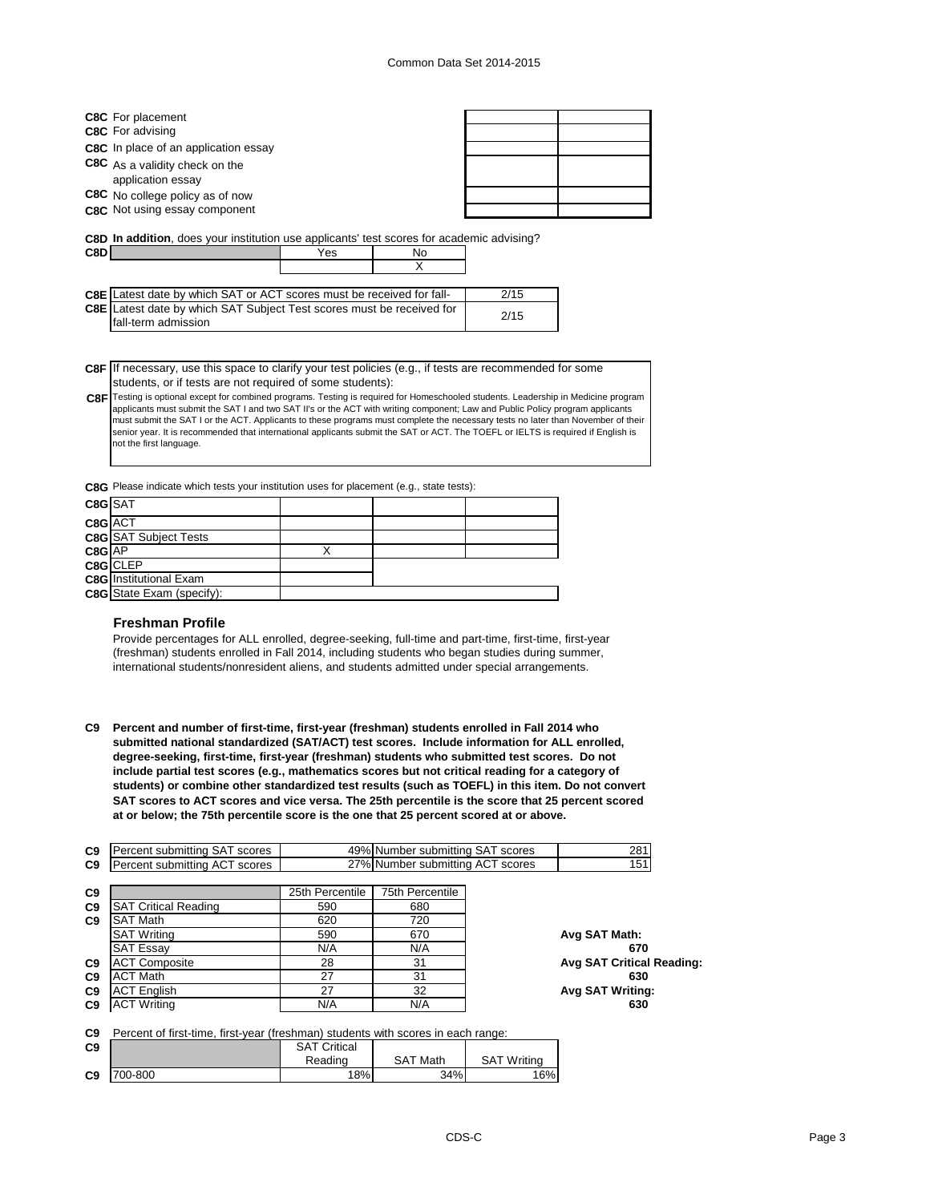| | | | |
|---|---|---|---|
| C8C | For placement | | |
| C8C | For advising | | |
| C8C | In place of an application essay | | |
| C8C | As a validity check on the application essay | | |
| C8C | No college policy as of now | | |
| C8C | Not using essay component | | |

**C8D In addition**, does your institution use applicants' test scores for academic advising?

| | | Yes | No |
|---|---|---|---|
| C8D | | | X |

| | | |
|---|---|---|
| C8E | Latest date by which SAT or ACT scores must be received for fall- | 2/15 |
| C8E | Latest date by which SAT Subject Test scores must be received for fall-term admission | 2/15 |

**C8F** If necessary, use this space to clarify your test policies (e.g., if tests are recommended for some students, or if tests are not required of some students):

**C8F** Testing is optional except for combined programs. Testing is required for Homeschooled students. Leadership in Medicine program applicants must submit the SAT I and two SAT II's or the ACT with writing component; Law and Public Policy program applicants must submit the SAT I or the ACT. Applicants to these programs must complete the necessary tests no later than November of their senior year. It is recommended that international applicants submit the SAT or ACT. The TOEFL or IELTS is required if English is not the first language.

**C8G** Please indicate which tests your institution uses for placement (e.g., state tests):

| | | | | |
|---|---|---|---|---|
| C8G | SAT | | | |
| C8G | ACT | | | |
| C8G | SAT Subject Tests | | | |
| C8G | AP | X | | |
| C8G | CLEP | | | |
| C8G | Institutional Exam | | | |
| C8G | State Exam (specify): | | | |

### Freshman Profile

Provide percentages for ALL enrolled, degree-seeking, full-time and part-time, first-time, first-year (freshman) students enrolled in Fall 2014, including students who began studies during summer, international students/nonresident aliens, and students admitted under special arrangements.

**C9 Percent and number of first-time, first-year (freshman) students enrolled in Fall 2014 who submitted national standardized (SAT/ACT) test scores. Include information for ALL enrolled, degree-seeking, first-time, first-year (freshman) students who submitted test scores. Do not include partial test scores (e.g., mathematics scores but not critical reading for a category of students) or combine other standardized test results (such as TOEFL) in this item. Do not convert SAT scores to ACT scores and vice versa. The 25th percentile is the score that 25 percent scored at or below; the 75th percentile score is the one that 25 percent scored at or above.**

| | | | | |
|---|---|---|---|---|
| C9 | Percent submitting SAT scores | 49% | Number submitting SAT scores | 281 |
| C9 | Percent submitting ACT scores | 27% | Number submitting ACT scores | 151 |

| | | 25th Percentile | 75th Percentile |
|---|---|---|---|
| C9 | SAT Critical Reading | 590 | 680 |
| C9 | SAT Math | 620 | 720 |
| | SAT Writing | 590 | 670 |
| | SAT Essay | N/A | N/A |
| C9 | ACT Composite | 28 | 31 |
| C9 | ACT Math | 27 | 31 |
| C9 | ACT English | 27 | 32 |
| C9 | ACT Writing | N/A | N/A |

**Avg SAT Math:** **670**

**Avg SAT Critical Reading:** **630**

**Avg SAT Writing:** **630**

**C9** Percent of first-time, first-year (freshman) students with scores in each range:

| | | SAT Critical Reading | SAT Math | SAT Writing |
|---|---|---|---|---|
| C9 | 700-800 | 18% | 34% | 16% |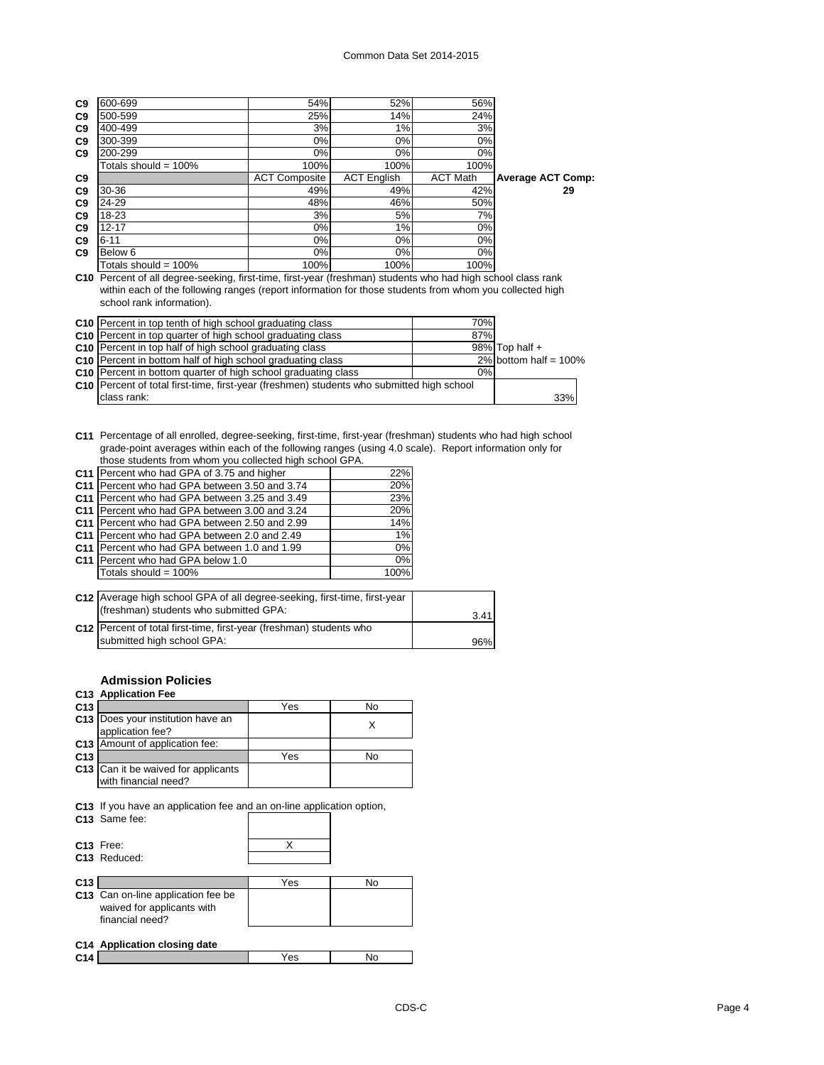| | | | | | |
|---|---|---|---|---|---|
| C9 | 600-699 | 54% | 52% | 56% | |
| C9 | 500-599 | 25% | 14% | 24% | |
| C9 | 400-499 | 3% | 1% | 3% | |
| C9 | 300-399 | 0% | 0% | 0% | |
| C9 | 200-299 | 0% | 0% | 0% | |
| | Totals should = 100% | 100% | 100% | 100% | |
| C9 | | ACT Composite | ACT English | ACT Math | **Average ACT Comp:** |
| C9 | 30-36 | 49% | 49% | 42% | **29** |
| C9 | 24-29 | 48% | 46% | 50% | |
| C9 | 18-23 | 3% | 5% | 7% | |
| C9 | 12-17 | 0% | 1% | 0% | |
| C9 | 6-11 | 0% | 0% | 0% | |
| C9 | Below 6 | 0% | 0% | 0% | |
| | Totals should = 100% | 100% | 100% | 100% | |

**C10** Percent of all degree-seeking, first-time, first-year (freshman) students who had high school class rank within each of the following ranges (report information for those students from whom you collected high school rank information).

| | | | |
|---|---|---|---|
| C10 | Percent in top tenth of high school graduating class | 70% | |
| C10 | Percent in top quarter of high school graduating class | 87% | |
| C10 | Percent in top half of high school graduating class | 98% | Top half + |
| C10 | Percent in bottom half of high school graduating class | 2% | bottom half = 100% |
| C10 | Percent in bottom quarter of high school graduating class | 0% | |
| C10 | Percent of total first-time, first-year (freshmen) students who submitted high school class rank: | | 33% |

**C11** Percentage of all enrolled, degree-seeking, first-time, first-year (freshman) students who had high school grade-point averages within each of the following ranges (using 4.0 scale). Report information only for those students from whom you collected high school GPA.

| | | |
|---|---|---|
| C11 | Percent who had GPA of 3.75 and higher | 22% |
| C11 | Percent who had GPA between 3.50 and 3.74 | 20% |
| C11 | Percent who had GPA between 3.25 and 3.49 | 23% |
| C11 | Percent who had GPA between 3.00 and 3.24 | 20% |
| C11 | Percent who had GPA between 2.50 and 2.99 | 14% |
| C11 | Percent who had GPA between 2.0 and 2.49 | 1% |
| C11 | Percent who had GPA between 1.0 and 1.99 | 0% |
| C11 | Percent who had GPA below 1.0 | 0% |
| | Totals should = 100% | 100% |

| | | |
|---|---|---|
| C12 | Average high school GPA of all degree-seeking, first-time, first-year (freshman) students who submitted GPA: | 3.41 |
| C12 | Percent of total first-time, first-year (freshman) students who submitted high school GPA: | 96% |

## Admission Policies

**C13 Application Fee**

| | | Yes | No |
|---|---|---|---|
| C13 | Does your institution have an application fee? | | X |
| C13 | Amount of application fee: | | |
| C13 | | Yes | No |
| C13 | Can it be waived for applicants with financial need? | | |

**C13** If you have an application fee and an on-line application option,

| | | |
|---|---|---|
| C13 | Same fee: | |
| C13 | Free: | X |
| C13 | Reduced: | |

| | | Yes | No |
|---|---|---|---|
| C13 | Can on-line application fee be waived for applicants with financial need? | | |

**C14 Application closing date**

| | | Yes | No |
|---|---|---|---|
| C14 | | | |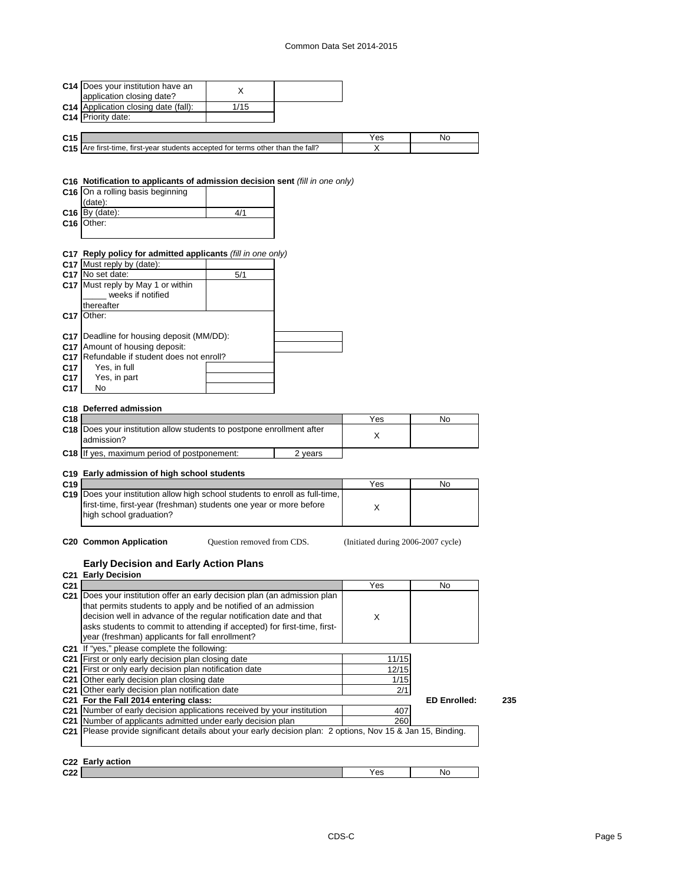| | | | |
|---|---|---|---|
| C14 | Does your institution have an application closing date? | X | |
| C14 | Application closing date (fall): | 1/15 | |
| C14 | Priority date: | | |

| | | Yes | No |
|---|---|---|---|
| C15 | Are first-time, first-year students accepted for terms other than the fall? | X | |

**C16 Notification to applicants of admission decision sent** *(fill in one only)*

| | | |
|---|---|---|
| C16 | On a rolling basis beginning (date): | |
| C16 | By (date): | 4/1 |
| C16 | Other: | |

**C17 Reply policy for admitted applicants** *(fill in one only)*

| | | |
|---|---|---|
| C17 | Must reply by (date): | |
| C17 | No set date: | 5/1 |
| C17 | Must reply by May 1 or within _____ weeks if notified thereafter | |
| C17 | Other: | |
| C17 | Deadline for housing deposit (MM/DD): | |
| C17 | Amount of housing deposit: | |
| C17 | Refundable if student does not enroll? | |
| C17 | Yes, in full | |
| C17 | Yes, in part | |
| C17 | No | |

**C18 Deferred admission**

| | | Yes | No |
|---|---|---|---|
| C18 | Does your institution allow students to postpone enrollment after admission? | X | |
| C18 | If yes, maximum period of postponement: 2 years | | |

**C19 Early admission of high school students**

| | | Yes | No |
|---|---|---|---|
| C19 | Does your institution allow high school students to enroll as full-time, first-time, first-year (freshman) students one year or more before high school graduation? | X | |

**C20 Common Application** Question removed from CDS. (Initiated during 2006-2007 cycle)

**Early Decision and Early Action Plans**

**C21 Early Decision**

| | | Yes | No |
|---|---|---|---|
| C21 | Does your institution offer an early decision plan (an admission plan that permits students to apply and be notified of an admission decision well in advance of the regular notification date and that asks students to commit to attending if accepted) for first-time, first-year (freshman) applicants for fall enrollment? | X | |

| | | | |
|---|---|---|---|
| C21 | If "yes," please complete the following: | | |
| C21 | First or only early decision plan closing date | 11/15 | |
| C21 | First or only early decision plan notification date | 12/15 | |
| C21 | Other early decision plan closing date | 1/15 | |
| C21 | Other early decision plan notification date | 2/1 | |
| C21 | **For the Fall 2014 entering class:** | | **ED Enrolled: 235** |
| C21 | Number of early decision applications received by your institution | 407 | |
| C21 | Number of applicants admitted under early decision plan | 260 | |
| C21 | Please provide significant details about your early decision plan: 2 options, Nov 15 & Jan 15, Binding. | | |

**C22 Early action**

| | | Yes | No |
|---|---|---|---|
| C22 | | | |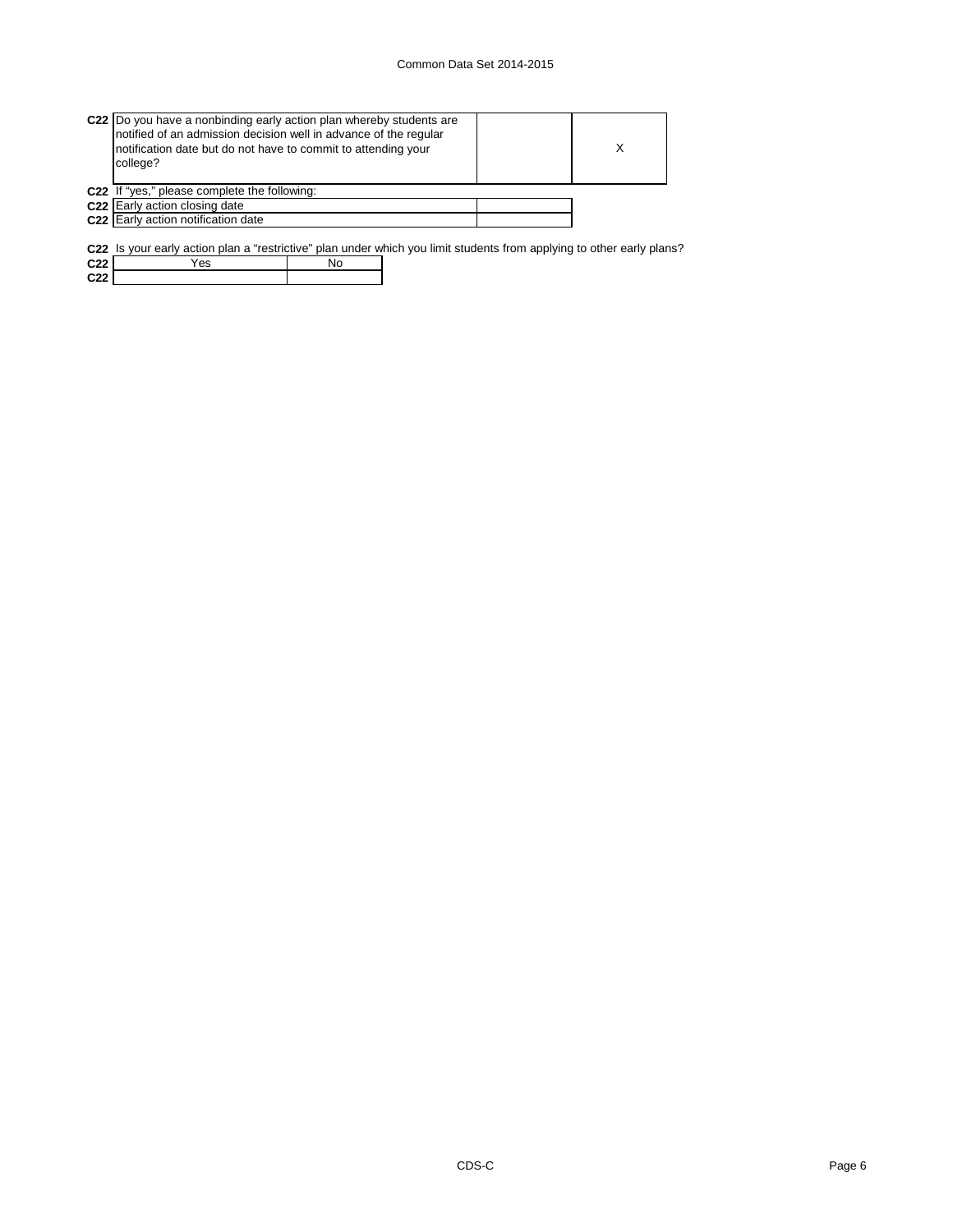| | | | |
|---|---|---|---|
| C22 | Do you have a nonbinding early action plan whereby students are notified of an admission decision well in advance of the regular notification date but do not have to commit to attending your college? | | X |

C22 If "yes," please complete the following:

| | | |
|---|---|---|
| C22 | Early action closing date | |
| C22 | Early action notification date | |

C22 Is your early action plan a "restrictive" plan under which you limit students from applying to other early plans?

| | | |
|---|---|---|
| C22 | Yes | No |
| C22 | | |